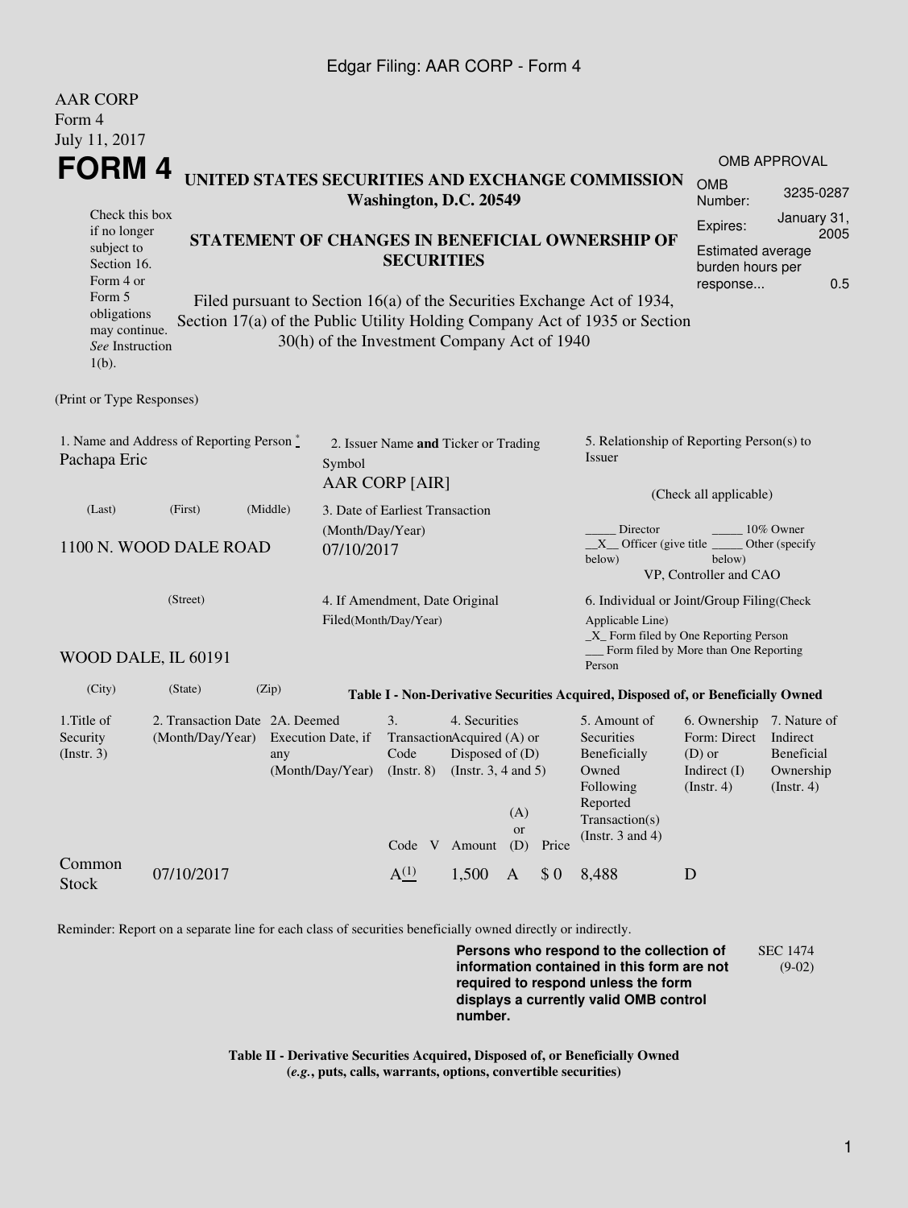AAR CORP
Form 4
July 11, 2017

# FORM 4

**UNITED STATES SECURITIES AND EXCHANGE COMMISSION**
**Washington, D.C. 20549**

**STATEMENT OF CHANGES IN BENEFICIAL OWNERSHIP OF SECURITIES**

Filed pursuant to Section 16(a) of the Securities Exchange Act of 1934, Section 17(a) of the Public Utility Holding Company Act of 1935 or Section 30(h) of the Investment Company Act of 1940

Check this box if no longer subject to Section 16. Form 4 or Form 5 obligations may continue. *See* Instruction 1(b).

| OMB APPROVAL | |
|---|---|
| OMB Number: | 3235-0287 |
| Expires: | January 31, 2005 |
| Estimated average burden hours per response... | 0.5 |

(Print or Type Responses)

1. Name and Address of Reporting Person *
Pachapa Eric

(Last) (First) (Middle)

1100 N. WOOD DALE ROAD

(Street)

WOOD DALE, IL 60191

(City) (State) (Zip)

2. Issuer Name **and** Ticker or Trading Symbol
AAR CORP [AIR]

3. Date of Earliest Transaction (Month/Day/Year)
07/10/2017

4. If Amendment, Date Original Filed(Month/Day/Year)

5. Relationship of Reporting Person(s) to Issuer

(Check all applicable)

_____ Director _____ 10% Owner
__X__ Officer (give title below) _____ Other (specify below)
VP, Controller and CAO

6. Individual or Joint/Group Filing(Check Applicable Line)
_X_ Form filed by One Reporting Person
___ Form filed by More than One Reporting Person

**Table I - Non-Derivative Securities Acquired, Disposed of, or Beneficially Owned**

| 1.Title of Security (Instr. 3) | 2. Transaction Date (Month/Day/Year) | 2A. Deemed Execution Date, if any (Month/Day/Year) | 3. Transaction Code (Instr. 8) | | 4. Securities Acquired (A) or Disposed of (D) (Instr. 3, 4 and 5) | | | 5. Amount of Securities Beneficially Owned Following Reported Transaction(s) (Instr. 3 and 4) | 6. Ownership Form: Direct (D) or Indirect (I) (Instr. 4) | 7. Nature of Indirect Beneficial Ownership (Instr. 4) |
|---|---|---|---|---|---|---|---|---|---|---|
| | | | Code | V | Amount | (A) or (D) | Price | | | |
| Common Stock | 07/10/2017 | | A [(1)] | | 1,500 | A | $ 0 | 8,488 | D | |

Reminder: Report on a separate line for each class of securities beneficially owned directly or indirectly.

**Persons who respond to the collection of information contained in this form are not required to respond unless the form displays a currently valid OMB control number.**

SEC 1474 (9-02)

**Table II - Derivative Securities Acquired, Disposed of, or Beneficially Owned**
**(*e.g.*, puts, calls, warrants, options, convertible securities)**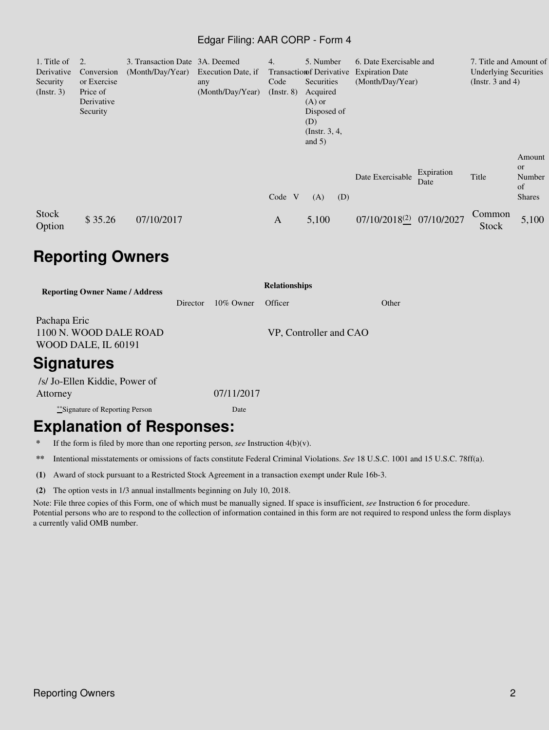| 1. Title of Derivative Security (Instr. 3) | 2. Conversion or Exercise Price of Derivative Security | 3. Transaction Date (Month/Day/Year) | 3A. Deemed Execution Date, if any (Month/Day/Year) | 4. Transaction Code (Instr. 8) | | 5. Number of Derivative Securities Acquired (A) or Disposed of (D) (Instr. 3, 4, and 5) | | 6. Date Exercisable and Expiration Date (Month/Day/Year) | | 7. Title and Amount of Underlying Securities (Instr. 3 and 4) | |
|---|---|---|---|---|---|---|---|---|---|---|---|
| | | | | Code | V | (A) | (D) | Date Exercisable | Expiration Date | Title | Amount or Number of Shares |
| Stock Option | $ 35.26 | 07/10/2017 | | A | | 5,100 | | 07/10/2018 (2) | 07/10/2027 | Common Stock | 5,100 |

# Reporting Owners

| Reporting Owner Name / Address | Relationships | | | |
|---|---|---|---|---|
| | Director | 10% Owner | Officer | Other |
| Pachapa Eric<br>1100 N. WOOD DALE ROAD<br>WOOD DALE, IL 60191 | | | VP, Controller and CAO | |

# Signatures

| | |
|---|---|
| /s/ Jo-Ellen Kiddie, Power of Attorney | 07/11/2017 |
| **Signature of Reporting Person | Date |

# Explanation of Responses:

- \* If the form is filed by more than one reporting person, *see* Instruction 4(b)(v).
- ** Intentional misstatements or omissions of facts constitute Federal Criminal Violations. *See* 18 U.S.C. 1001 and 15 U.S.C. 78ff(a).
- **(1)** Award of stock pursuant to a Restricted Stock Agreement in a transaction exempt under Rule 16b-3.
- **(2)** The option vests in 1/3 annual installments beginning on July 10, 2018.

Note: File three copies of this Form, one of which must be manually signed. If space is insufficient, *see* Instruction 6 for procedure.
Potential persons who are to respond to the collection of information contained in this form are not required to respond unless the form displays a currently valid OMB number.